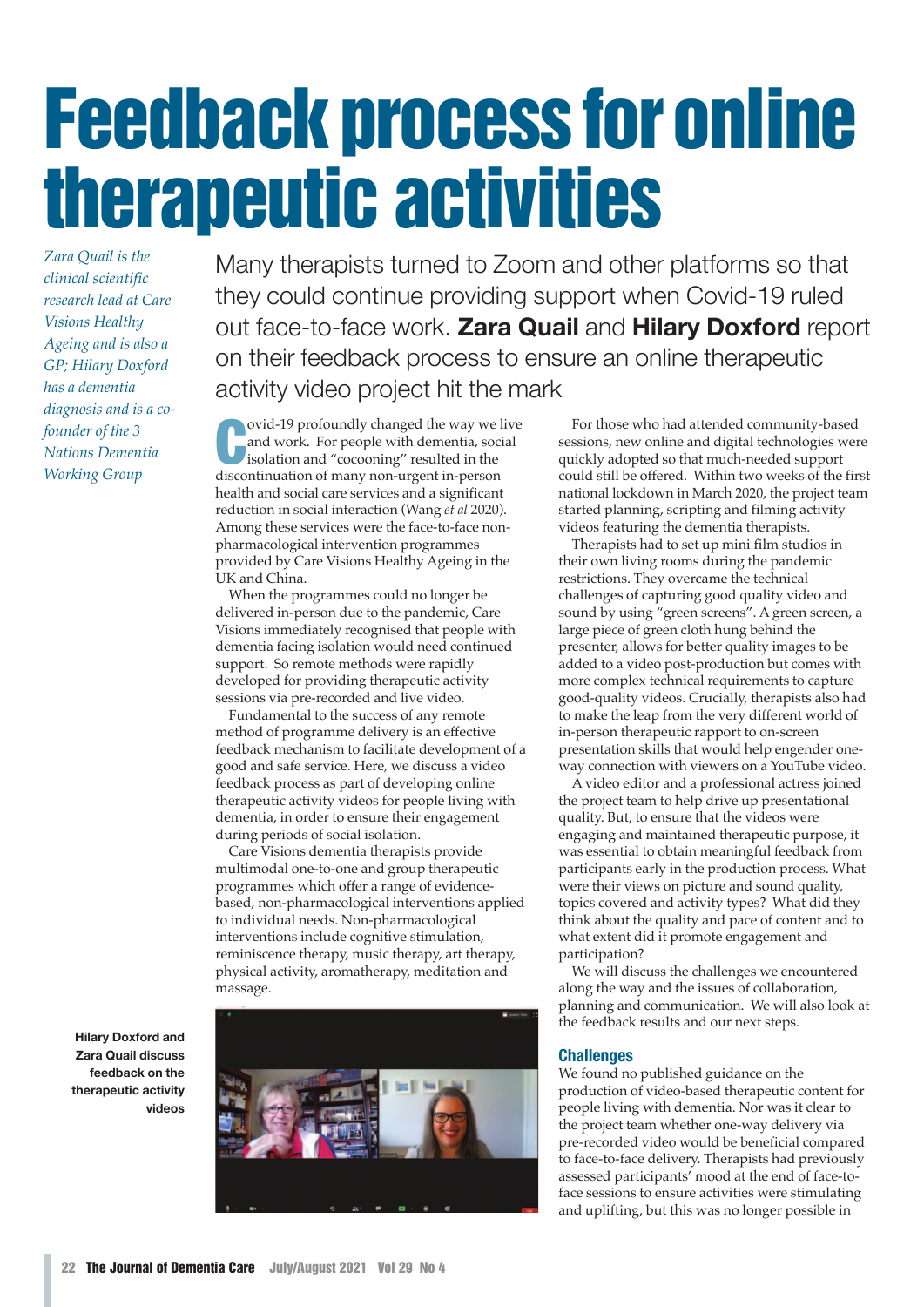# Feedback process for online therapeutic activities

*Zara Quail is the clinical scientific research lead at Care Visions Healthy Ageing and is also a GP; Hilary Doxford has a dementia diagnosis and is a co-founder of the 3 Nations Dementia Working Group*

Many therapists turned to Zoom and other platforms so that they could continue providing support when Covid-19 ruled out face-to-face work. **Zara Quail** and **Hilary Doxford** report on their feedback process to ensure an online therapeutic activity video project hit the mark

Covid-19 profoundly changed the way we live and work. For people with dementia, social isolation and "cocooning" resulted in the discontinuation of many non-urgent in-person health and social care services and a significant reduction in social interaction (Wang *et al* 2020). Among these services were the face-to-face non-pharmacological intervention programmes provided by Care Visions Healthy Ageing in the UK and China.

When the programmes could no longer be delivered in-person due to the pandemic, Care Visions immediately recognised that people with dementia facing isolation would need continued support. So remote methods were rapidly developed for providing therapeutic activity sessions via pre-recorded and live video.

Fundamental to the success of any remote method of programme delivery is an effective feedback mechanism to facilitate development of a good and safe service. Here, we discuss a video feedback process as part of developing online therapeutic activity videos for people living with dementia, in order to ensure their engagement during periods of social isolation.

Care Visions dementia therapists provide multimodal one-to-one and group therapeutic programmes which offer a range of evidence-based, non-pharmacological interventions applied to individual needs. Non-pharmacological interventions include cognitive stimulation, reminiscence therapy, music therapy, art therapy, physical activity, aromatherapy, meditation and massage.

**Hilary Doxford and Zara Quail discuss feedback on the therapeutic activity videos**

For those who had attended community-based sessions, new online and digital technologies were quickly adopted so that much-needed support could still be offered. Within two weeks of the first national lockdown in March 2020, the project team started planning, scripting and filming activity videos featuring the dementia therapists.

Therapists had to set up mini film studios in their own living rooms during the pandemic restrictions. They overcame the technical challenges of capturing good quality video and sound by using "green screens". A green screen, a large piece of green cloth hung behind the presenter, allows for better quality images to be added to a video post-production but comes with more complex technical requirements to capture good-quality videos. Crucially, therapists also had to make the leap from the very different world of in-person therapeutic rapport to on-screen presentation skills that would help engender one-way connection with viewers on a YouTube video.

A video editor and a professional actress joined the project team to help drive up presentational quality. But, to ensure that the videos were engaging and maintained therapeutic purpose, it was essential to obtain meaningful feedback from participants early in the production process. What were their views on picture and sound quality, topics covered and activity types? What did they think about the quality and pace of content and to what extent did it promote engagement and participation?

We will discuss the challenges we encountered along the way and the issues of collaboration, planning and communication. We will also look at the feedback results and our next steps.

## Challenges

We found no published guidance on the production of video-based therapeutic content for people living with dementia. Nor was it clear to the project team whether one-way delivery via pre-recorded video would be beneficial compared to face-to-face delivery. Therapists had previously assessed participants' mood at the end of face-to-face sessions to ensure activities were stimulating and uplifting, but this was no longer possible in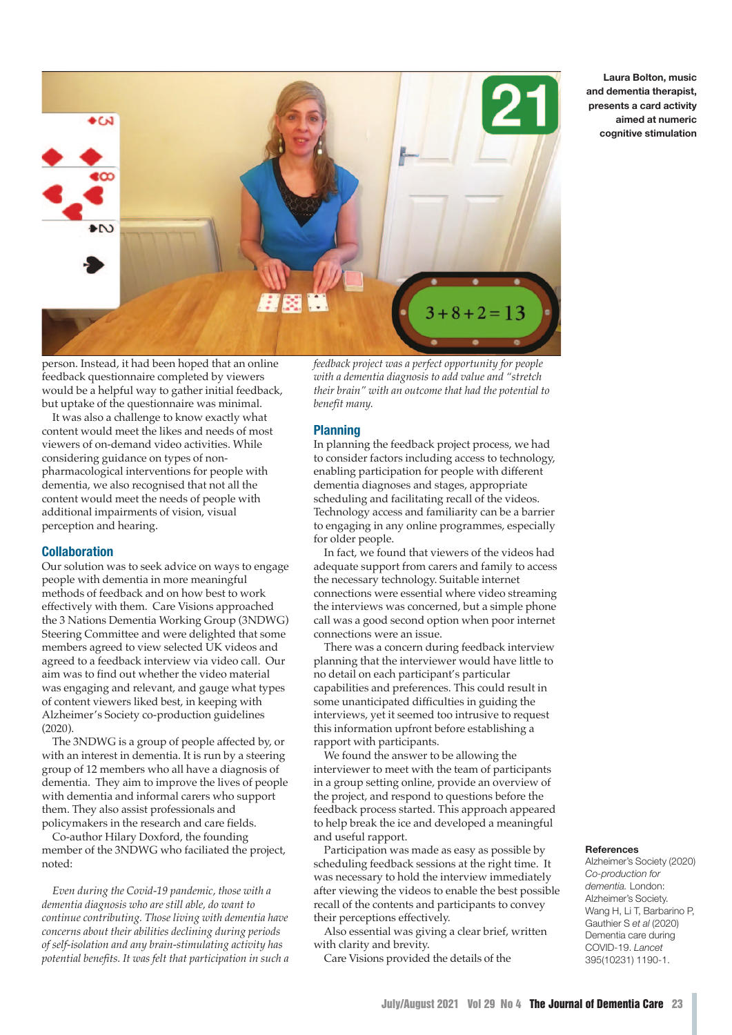Laura Bolton, music and dementia therapist, presents a card activity aimed at numeric cognitive stimulation

person. Instead, it had been hoped that an online feedback questionnaire completed by viewers would be a helpful way to gather initial feedback, but uptake of the questionnaire was minimal.

It was also a challenge to know exactly what content would meet the likes and needs of most viewers of on-demand video activities. While considering guidance on types of non-pharmacological interventions for people with dementia, we also recognised that not all the content would meet the needs of people with additional impairments of vision, visual perception and hearing.

## Collaboration

Our solution was to seek advice on ways to engage people with dementia in more meaningful methods of feedback and on how best to work effectively with them. Care Visions approached the 3 Nations Dementia Working Group (3NDWG) Steering Committee and were delighted that some members agreed to view selected UK videos and agreed to a feedback interview via video call. Our aim was to find out whether the video material was engaging and relevant, and gauge what types of content viewers liked best, in keeping with Alzheimer's Society co-production guidelines (2020).

The 3NDWG is a group of people affected by, or with an interest in dementia. It is run by a steering group of 12 members who all have a diagnosis of dementia. They aim to improve the lives of people with dementia and informal carers who support them. They also assist professionals and policymakers in the research and care fields.

Co-author Hilary Doxford, the founding member of the 3NDWG who faciliated the project, noted:

*Even during the Covid-19 pandemic, those with a dementia diagnosis who are still able, do want to continue contributing. Those living with dementia have concerns about their abilities declining during periods of self-isolation and any brain-stimulating activity has potential benefits. It was felt that participation in such a feedback project was a perfect opportunity for people with a dementia diagnosis to add value and "stretch their brain" with an outcome that had the potential to benefit many.*

## Planning

In planning the feedback project process, we had to consider factors including access to technology, enabling participation for people with different dementia diagnoses and stages, appropriate scheduling and facilitating recall of the videos. Technology access and familiarity can be a barrier to engaging in any online programmes, especially for older people.

In fact, we found that viewers of the videos had adequate support from carers and family to access the necessary technology. Suitable internet connections were essential where video streaming the interviews was concerned, but a simple phone call was a good second option when poor internet connections were an issue.

There was a concern during feedback interview planning that the interviewer would have little to no detail on each participant's particular capabilities and preferences. This could result in some unanticipated difficulties in guiding the interviews, yet it seemed too intrusive to request this information upfront before establishing a rapport with participants.

We found the answer to be allowing the interviewer to meet with the team of participants in a group setting online, provide an overview of the project, and respond to questions before the feedback process started. This approach appeared to help break the ice and developed a meaningful and useful rapport.

Participation was made as easy as possible by scheduling feedback sessions at the right time. It was necessary to hold the interview immediately after viewing the videos to enable the best possible recall of the contents and participants to convey their perceptions effectively.

Also essential was giving a clear brief, written with clarity and brevity.

Care Visions provided the details of the

**References**

Alzheimer's Society (2020) *Co-production for dementia.* London: Alzheimer's Society.

Wang H, Li T, Barbarino P, Gauthier S *et al* (2020) Dementia care during COVID-19. *Lancet* 395(10231) 1190-1.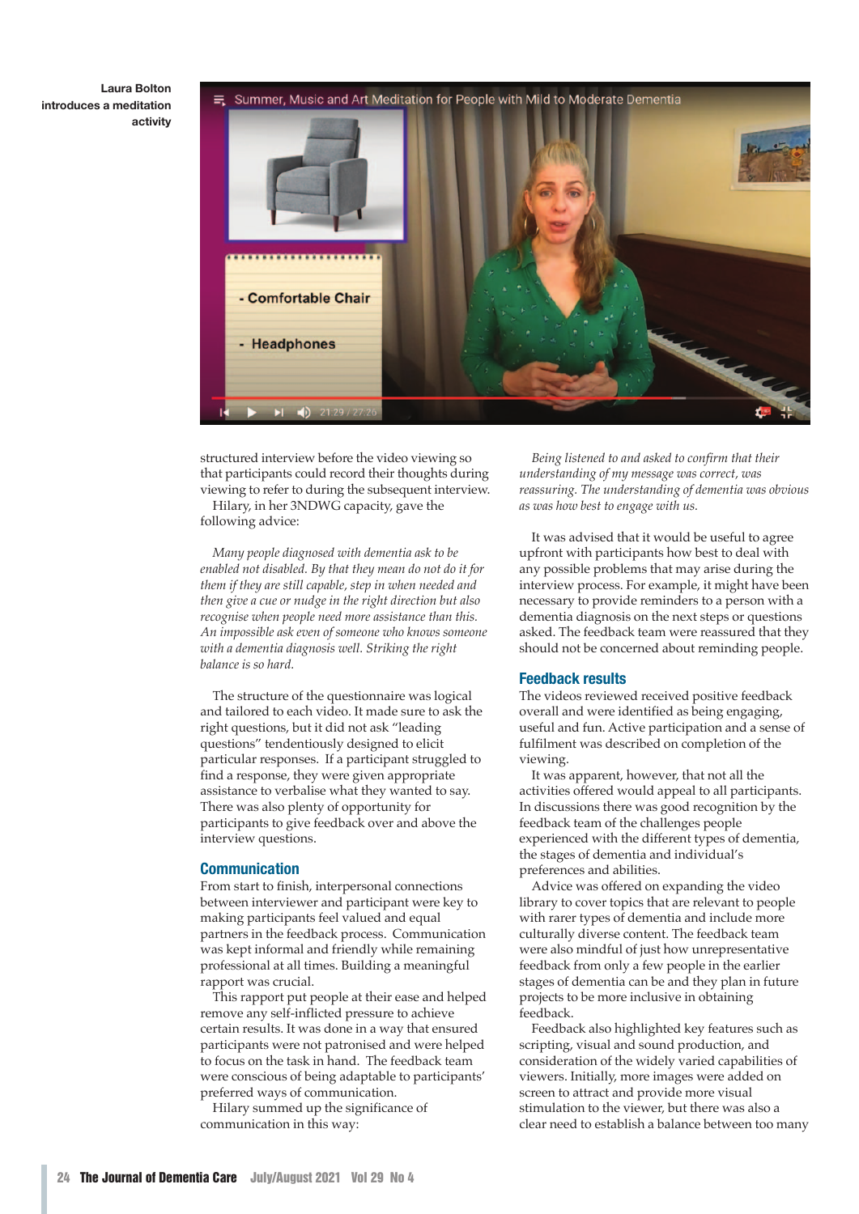Laura Bolton introduces a meditation activity

structured interview before the video viewing so that participants could record their thoughts during viewing to refer to during the subsequent interview.

Hilary, in her 3NDWG capacity, gave the following advice:

*Many people diagnosed with dementia ask to be enabled not disabled. By that they mean do not do it for them if they are still capable, step in when needed and then give a cue or nudge in the right direction but also recognise when people need more assistance than this. An impossible ask even of someone who knows someone with a dementia diagnosis well. Striking the right balance is so hard.*

The structure of the questionnaire was logical and tailored to each video. It made sure to ask the right questions, but it did not ask "leading questions" tendentiously designed to elicit particular responses. If a participant struggled to find a response, they were given appropriate assistance to verbalise what they wanted to say. There was also plenty of opportunity for participants to give feedback over and above the interview questions.

## Communication

From start to finish, interpersonal connections between interviewer and participant were key to making participants feel valued and equal partners in the feedback process. Communication was kept informal and friendly while remaining professional at all times. Building a meaningful rapport was crucial.

This rapport put people at their ease and helped remove any self-inflicted pressure to achieve certain results. It was done in a way that ensured participants were not patronised and were helped to focus on the task in hand. The feedback team were conscious of being adaptable to participants' preferred ways of communication.

Hilary summed up the significance of communication in this way:

*Being listened to and asked to confirm that their understanding of my message was correct, was reassuring. The understanding of dementia was obvious as was how best to engage with us.*

It was advised that it would be useful to agree upfront with participants how best to deal with any possible problems that may arise during the interview process. For example, it might have been necessary to provide reminders to a person with a dementia diagnosis on the next steps or questions asked. The feedback team were reassured that they should not be concerned about reminding people.

## Feedback results

The videos reviewed received positive feedback overall and were identified as being engaging, useful and fun. Active participation and a sense of fulfilment was described on completion of the viewing.

It was apparent, however, that not all the activities offered would appeal to all participants. In discussions there was good recognition by the feedback team of the challenges people experienced with the different types of dementia, the stages of dementia and individual's preferences and abilities.

Advice was offered on expanding the video library to cover topics that are relevant to people with rarer types of dementia and include more culturally diverse content. The feedback team were also mindful of just how unrepresentative feedback from only a few people in the earlier stages of dementia can be and they plan in future projects to be more inclusive in obtaining feedback.

Feedback also highlighted key features such as scripting, visual and sound production, and consideration of the widely varied capabilities of viewers. Initially, more images were added on screen to attract and provide more visual stimulation to the viewer, but there was also a clear need to establish a balance between too many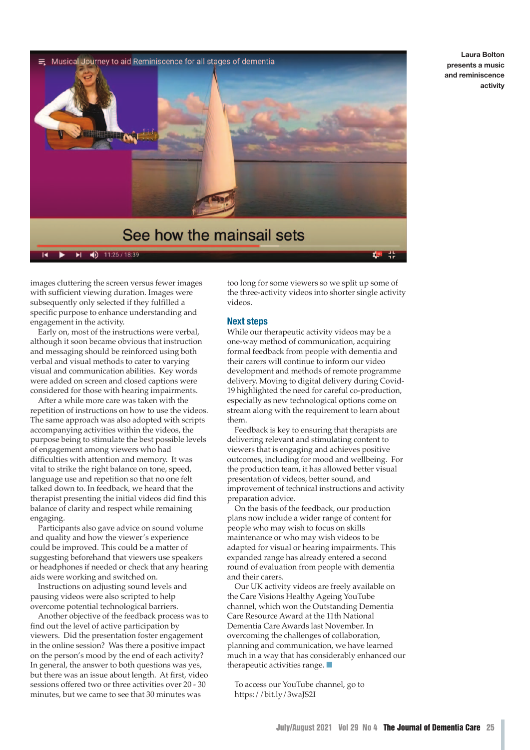Laura Bolton presents a music and reminiscence activity

images cluttering the screen versus fewer images with sufficient viewing duration. Images were subsequently only selected if they fulfilled a specific purpose to enhance understanding and engagement in the activity.

Early on, most of the instructions were verbal, although it soon became obvious that instruction and messaging should be reinforced using both verbal and visual methods to cater to varying visual and communication abilities. Key words were added on screen and closed captions were considered for those with hearing impairments.

After a while more care was taken with the repetition of instructions on how to use the videos. The same approach was also adopted with scripts accompanying activities within the videos, the purpose being to stimulate the best possible levels of engagement among viewers who had difficulties with attention and memory. It was vital to strike the right balance on tone, speed, language use and repetition so that no one felt talked down to. In feedback, we heard that the therapist presenting the initial videos did find this balance of clarity and respect while remaining engaging.

Participants also gave advice on sound volume and quality and how the viewer's experience could be improved. This could be a matter of suggesting beforehand that viewers use speakers or headphones if needed or check that any hearing aids were working and switched on.

Instructions on adjusting sound levels and pausing videos were also scripted to help overcome potential technological barriers.

Another objective of the feedback process was to find out the level of active participation by viewers. Did the presentation foster engagement in the online session? Was there a positive impact on the person's mood by the end of each activity? In general, the answer to both questions was yes, but there was an issue about length. At first, video sessions offered two or three activities over 20 - 30 minutes, but we came to see that 30 minutes was too long for some viewers so we split up some of the three-activity videos into shorter single activity videos.

## Next steps

While our therapeutic activity videos may be a one-way method of communication, acquiring formal feedback from people with dementia and their carers will continue to inform our video development and methods of remote programme delivery. Moving to digital delivery during Covid-19 highlighted the need for careful co-production, especially as new technological options come on stream along with the requirement to learn about them.

Feedback is key to ensuring that therapists are delivering relevant and stimulating content to viewers that is engaging and achieves positive outcomes, including for mood and wellbeing. For the production team, it has allowed better visual presentation of videos, better sound, and improvement of technical instructions and activity preparation advice.

On the basis of the feedback, our production plans now include a wider range of content for people who may wish to focus on skills maintenance or who may wish videos to be adapted for visual or hearing impairments. This expanded range has already entered a second round of evaluation from people with dementia and their carers.

Our UK activity videos are freely available on the Care Visions Healthy Ageing YouTube channel, which won the Outstanding Dementia Care Resource Award at the 11th National Dementia Care Awards last November. In overcoming the challenges of collaboration, planning and communication, we have learned much in a way that has considerably enhanced our therapeutic activities range.

To access our YouTube channel, go to https://bit.ly/3waJS2I